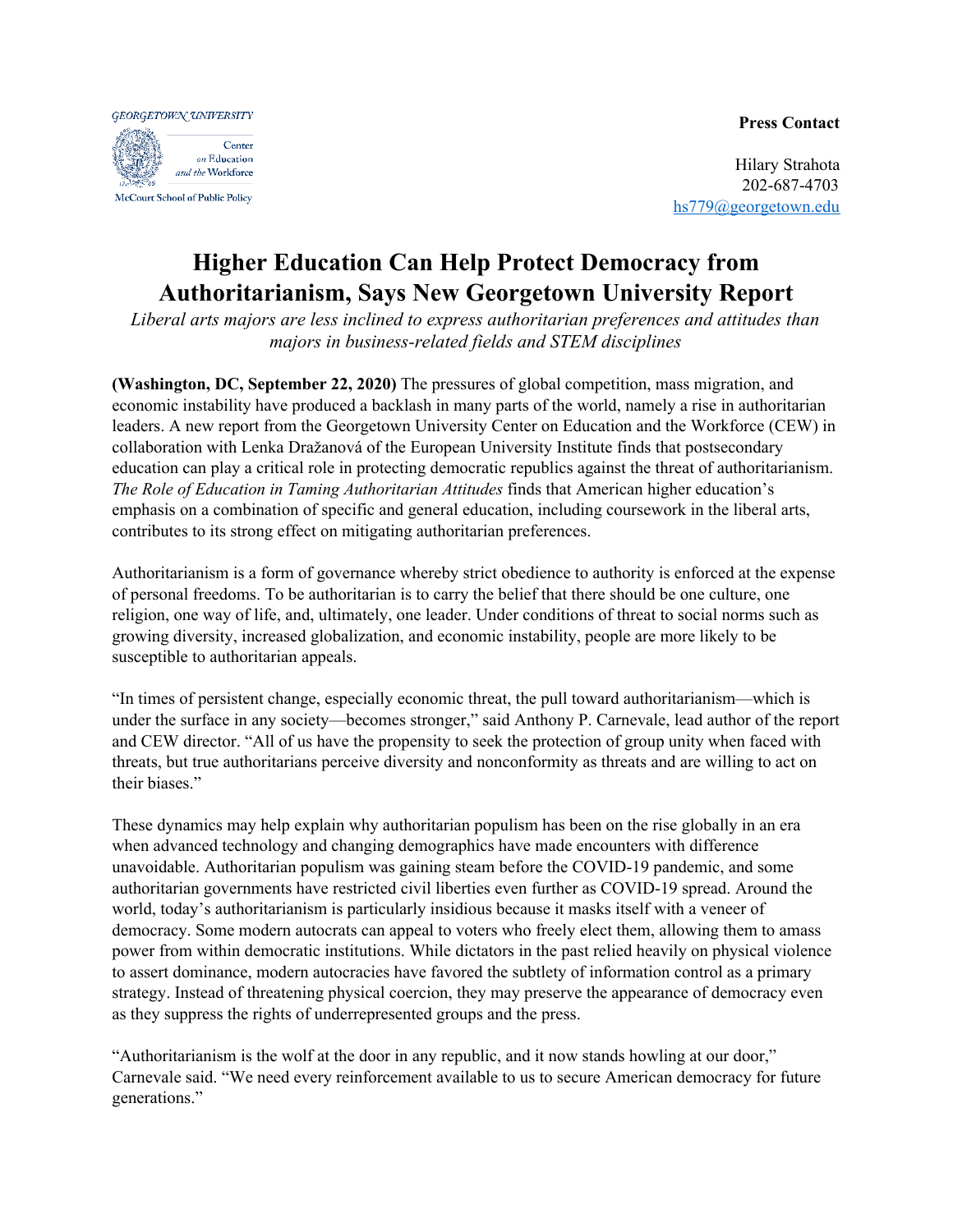GEORGETOWN UNIVERSITY
Center on Education and the Workforce
McCourt School of Public Policy

**Press Contact**

Hilary Strahota
202-687-4703
hs779@georgetown.edu

# Higher Education Can Help Protect Democracy from Authoritarianism, Says New Georgetown University Report

*Liberal arts majors are less inclined to express authoritarian preferences and attitudes than majors in business-related fields and STEM disciplines*

**(Washington, DC, September 22, 2020)** The pressures of global competition, mass migration, and economic instability have produced a backlash in many parts of the world, namely a rise in authoritarian leaders. A new report from the Georgetown University Center on Education and the Workforce (CEW) in collaboration with Lenka Dražanová of the European University Institute finds that postsecondary education can play a critical role in protecting democratic republics against the threat of authoritarianism. *The Role of Education in Taming Authoritarian Attitudes* finds that American higher education's emphasis on a combination of specific and general education, including coursework in the liberal arts, contributes to its strong effect on mitigating authoritarian preferences.

Authoritarianism is a form of governance whereby strict obedience to authority is enforced at the expense of personal freedoms. To be authoritarian is to carry the belief that there should be one culture, one religion, one way of life, and, ultimately, one leader. Under conditions of threat to social norms such as growing diversity, increased globalization, and economic instability, people are more likely to be susceptible to authoritarian appeals.

"In times of persistent change, especially economic threat, the pull toward authoritarianism—which is under the surface in any society—becomes stronger," said Anthony P. Carnevale, lead author of the report and CEW director. "All of us have the propensity to seek the protection of group unity when faced with threats, but true authoritarians perceive diversity and nonconformity as threats and are willing to act on their biases."

These dynamics may help explain why authoritarian populism has been on the rise globally in an era when advanced technology and changing demographics have made encounters with difference unavoidable. Authoritarian populism was gaining steam before the COVID-19 pandemic, and some authoritarian governments have restricted civil liberties even further as COVID-19 spread. Around the world, today's authoritarianism is particularly insidious because it masks itself with a veneer of democracy. Some modern autocrats can appeal to voters who freely elect them, allowing them to amass power from within democratic institutions. While dictators in the past relied heavily on physical violence to assert dominance, modern autocracies have favored the subtlety of information control as a primary strategy. Instead of threatening physical coercion, they may preserve the appearance of democracy even as they suppress the rights of underrepresented groups and the press.

"Authoritarianism is the wolf at the door in any republic, and it now stands howling at our door," Carnevale said. "We need every reinforcement available to us to secure American democracy for future generations."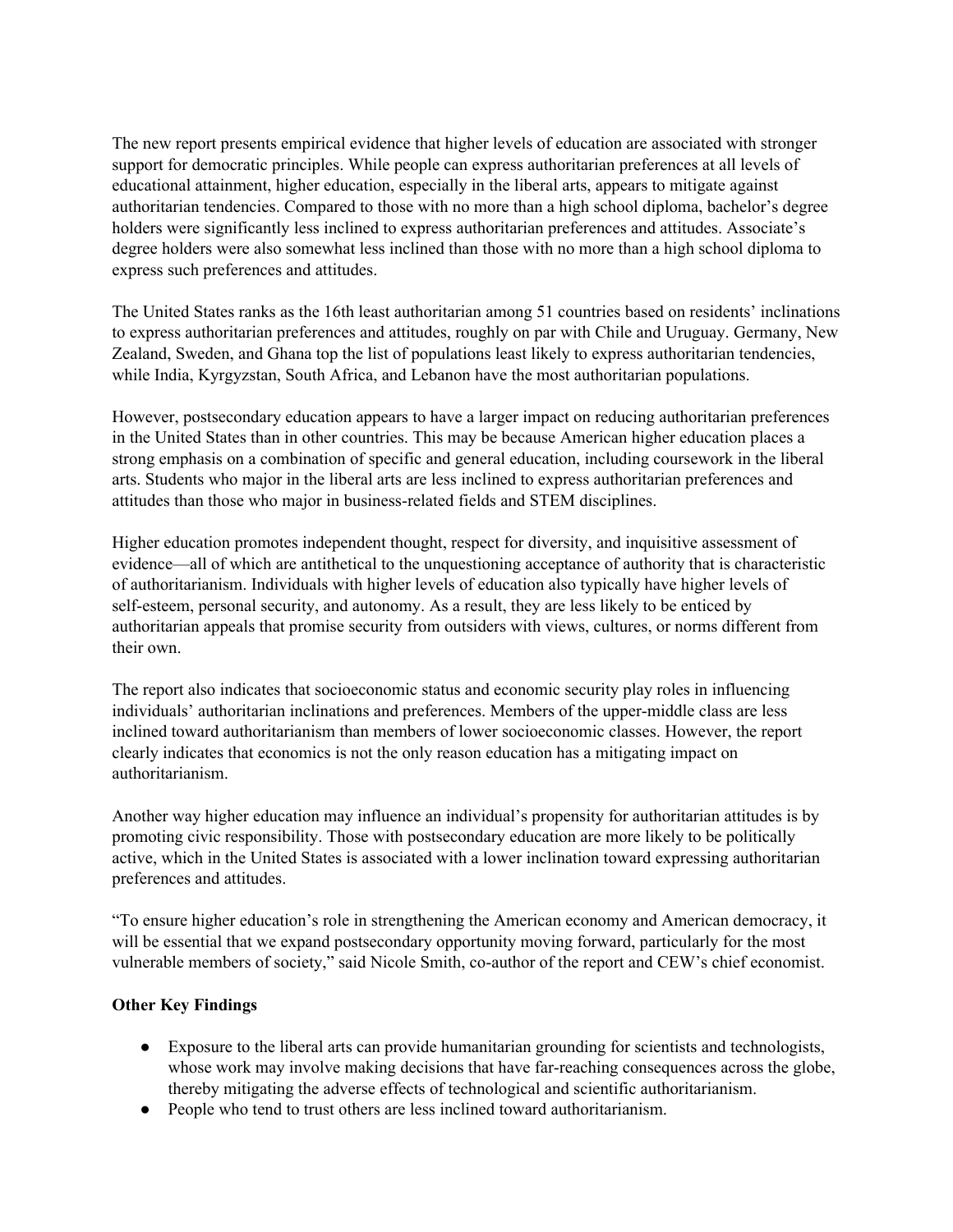The new report presents empirical evidence that higher levels of education are associated with stronger support for democratic principles. While people can express authoritarian preferences at all levels of educational attainment, higher education, especially in the liberal arts, appears to mitigate against authoritarian tendencies. Compared to those with no more than a high school diploma, bachelor's degree holders were significantly less inclined to express authoritarian preferences and attitudes. Associate's degree holders were also somewhat less inclined than those with no more than a high school diploma to express such preferences and attitudes.

The United States ranks as the 16th least authoritarian among 51 countries based on residents' inclinations to express authoritarian preferences and attitudes, roughly on par with Chile and Uruguay. Germany, New Zealand, Sweden, and Ghana top the list of populations least likely to express authoritarian tendencies, while India, Kyrgyzstan, South Africa, and Lebanon have the most authoritarian populations.

However, postsecondary education appears to have a larger impact on reducing authoritarian preferences in the United States than in other countries. This may be because American higher education places a strong emphasis on a combination of specific and general education, including coursework in the liberal arts. Students who major in the liberal arts are less inclined to express authoritarian preferences and attitudes than those who major in business-related fields and STEM disciplines.

Higher education promotes independent thought, respect for diversity, and inquisitive assessment of evidence—all of which are antithetical to the unquestioning acceptance of authority that is characteristic of authoritarianism. Individuals with higher levels of education also typically have higher levels of self-esteem, personal security, and autonomy. As a result, they are less likely to be enticed by authoritarian appeals that promise security from outsiders with views, cultures, or norms different from their own.

The report also indicates that socioeconomic status and economic security play roles in influencing individuals' authoritarian inclinations and preferences. Members of the upper-middle class are less inclined toward authoritarianism than members of lower socioeconomic classes. However, the report clearly indicates that economics is not the only reason education has a mitigating impact on authoritarianism.

Another way higher education may influence an individual's propensity for authoritarian attitudes is by promoting civic responsibility. Those with postsecondary education are more likely to be politically active, which in the United States is associated with a lower inclination toward expressing authoritarian preferences and attitudes.

"To ensure higher education's role in strengthening the American economy and American democracy, it will be essential that we expand postsecondary opportunity moving forward, particularly for the most vulnerable members of society," said Nicole Smith, co-author of the report and CEW's chief economist.

**Other Key Findings**

- Exposure to the liberal arts can provide humanitarian grounding for scientists and technologists, whose work may involve making decisions that have far-reaching consequences across the globe, thereby mitigating the adverse effects of technological and scientific authoritarianism.
- People who tend to trust others are less inclined toward authoritarianism.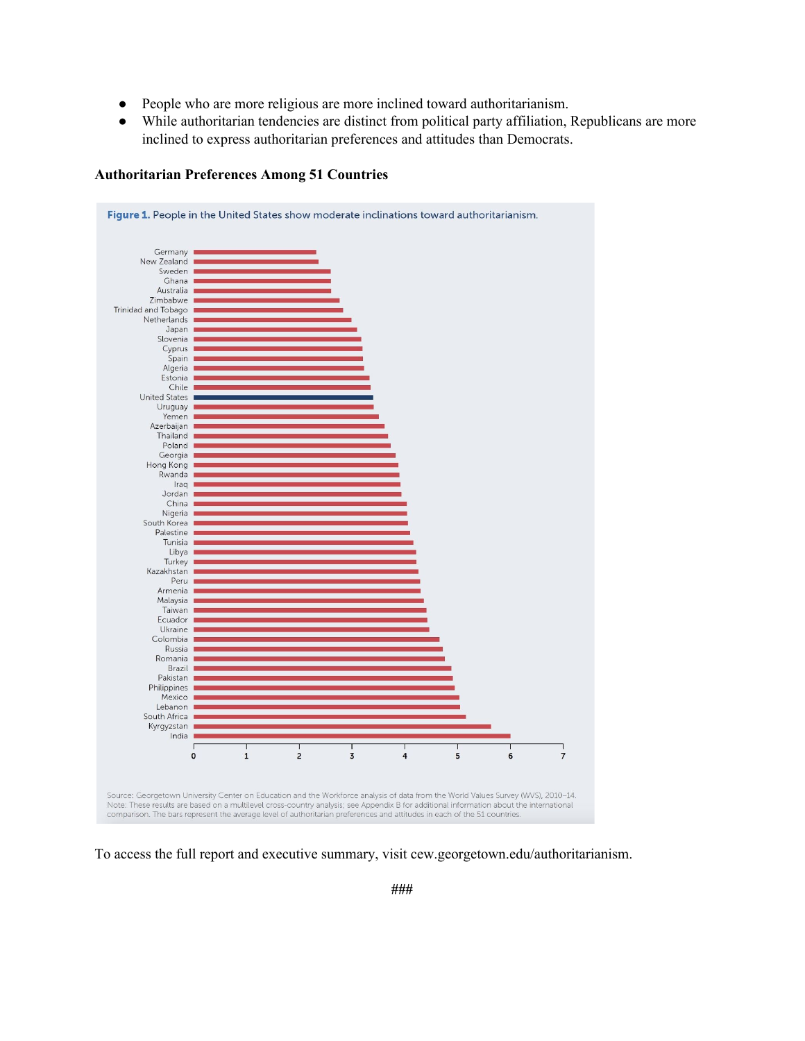- People who are more religious are more inclined toward authoritarianism.
- While authoritarian tendencies are distinct from political party affiliation, Republicans are more inclined to express authoritarian preferences and attitudes than Democrats.

**Authoritarian Preferences Among 51 Countries**

**Figure 1.** People in the United States show moderate inclinations toward authoritarianism.

Germany, New Zealand, Sweden, Ghana, Australia, Zimbabwe, Trinidad and Tobago, Netherlands, Japan, Slovenia, Cyprus, Spain, Algeria, Estonia, Chile, United States, Uruguay, Yemen, Azerbaijan, Thailand, Poland, Georgia, Hong Kong, Rwanda, Iraq, Jordan, China, Nigeria, South Korea, Palestine, Tunisia, Libya, Turkey, Kazakhstan, Peru, Armenia, Malaysia, Taiwan, Ecuador, Ukraine, Colombia, Russia, Romania, Brazil, Pakistan, Philippines, Mexico, Lebanon, South Africa, Kyrgyzstan, India

0 1 2 3 4 5 6 7

Source: Georgetown University Center on Education and the Workforce analysis of data from the World Values Survey (WVS), 2010–14.
Note: These results are based on a multilevel cross-country analysis; see Appendix B for additional information about the international comparison. The bars represent the average level of authoritarian preferences and attitudes in each of the 51 countries.

To access the full report and executive summary, visit cew.georgetown.edu/authoritarianism.

###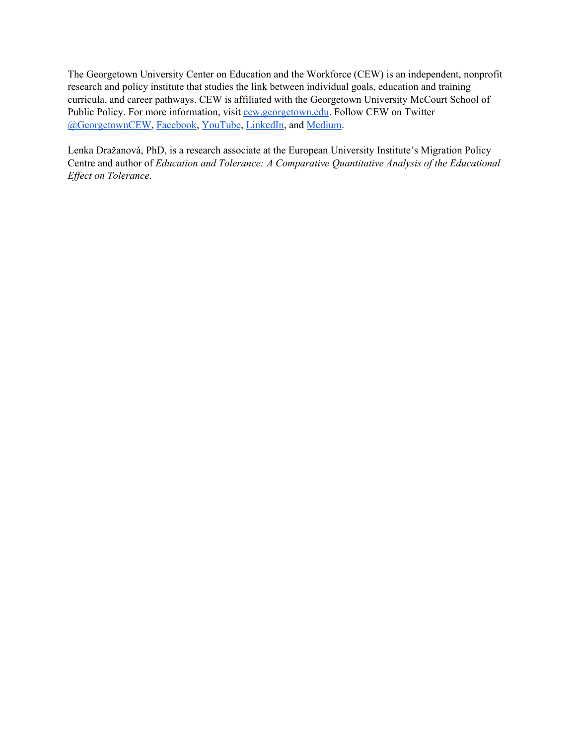The Georgetown University Center on Education and the Workforce (CEW) is an independent, nonprofit research and policy institute that studies the link between individual goals, education and training curricula, and career pathways. CEW is affiliated with the Georgetown University McCourt School of Public Policy. For more information, visit cew.georgetown.edu. Follow CEW on Twitter @GeorgetownCEW, Facebook, YouTube, LinkedIn, and Medium.

Lenka Dražanová, PhD, is a research associate at the European University Institute's Migration Policy Centre and author of *Education and Tolerance: A Comparative Quantitative Analysis of the Educational Effect on Tolerance*.